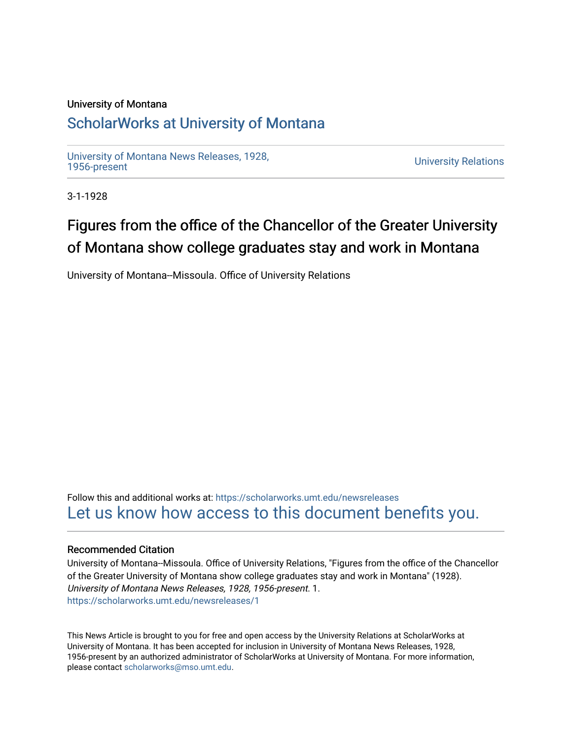University of Montana

## ScholarWorks at University of Montana

University of Montana News Releases, 1928, 1956-present

University Relations

3-1-1928

# Figures from the office of the Chancellor of the Greater University of Montana show college graduates stay and work in Montana

University of Montana--Missoula. Office of University Relations

Follow this and additional works at: https://scholarworks.umt.edu/newsreleases

Let us know how access to this document benefits you.

### Recommended Citation

University of Montana--Missoula. Office of University Relations, "Figures from the office of the Chancellor of the Greater University of Montana show college graduates stay and work in Montana" (1928). *University of Montana News Releases, 1928, 1956-present*. 1.
https://scholarworks.umt.edu/newsreleases/1

This News Article is brought to you for free and open access by the University Relations at ScholarWorks at University of Montana. It has been accepted for inclusion in University of Montana News Releases, 1928, 1956-present by an authorized administrator of ScholarWorks at University of Montana. For more information, please contact scholarworks@mso.umt.edu.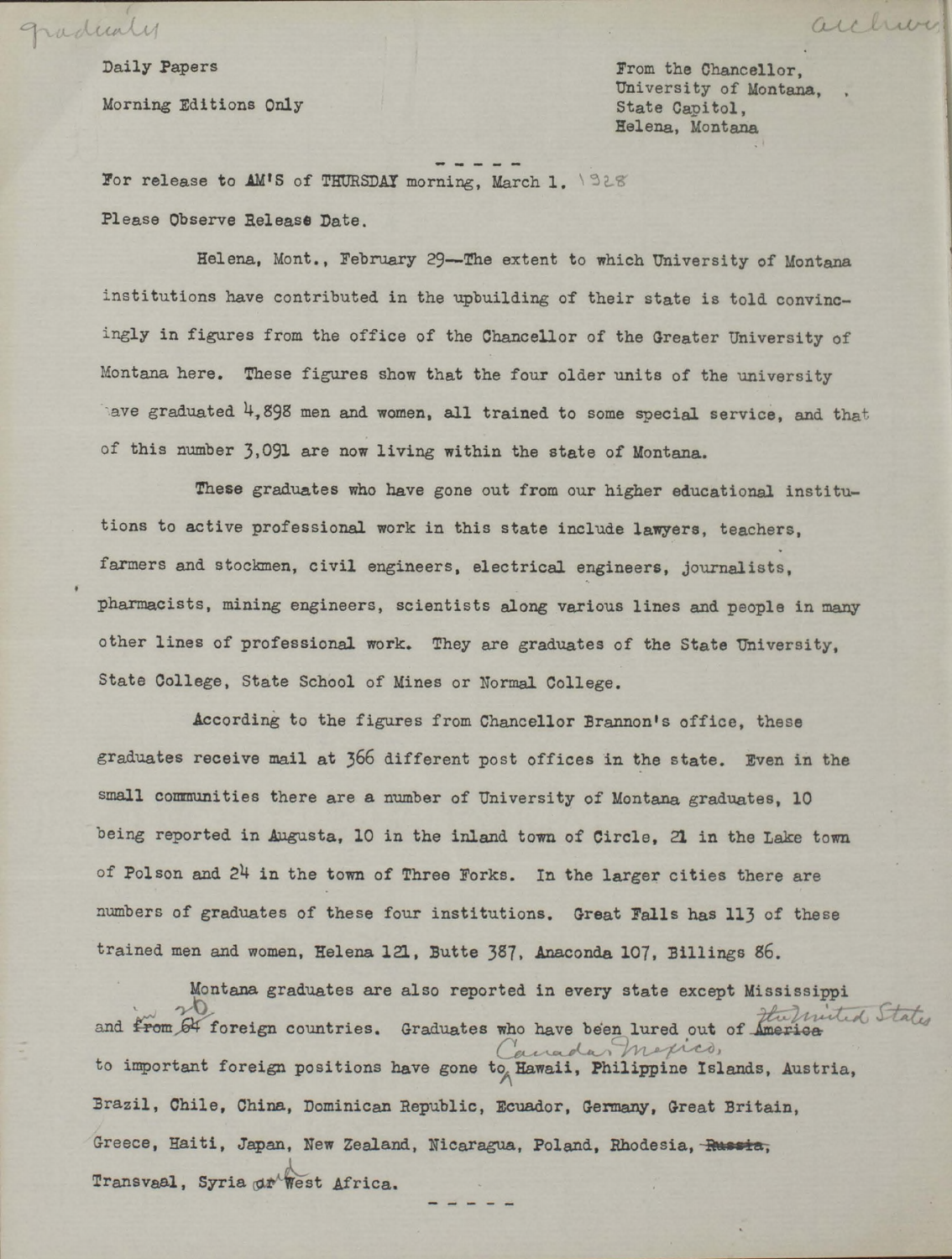graduates

archives

Daily Papers

Morning Editions Only

From the Chancellor,
University of Montana,
State Capitol,
Helena, Montana

- - - - -

For release to AM'S of THURSDAY morning, March 1. 1928

Please Observe Release Date.

Helena, Mont., February 29--The extent to which University of Montana institutions have contributed in the upbuilding of their state is told convincingly in figures from the office of the Chancellor of the Greater University of Montana here. These figures show that the four older units of the university have graduated 4,898 men and women, all trained to some special service, and that of this number 3,091 are now living within the state of Montana.

These graduates who have gone out from our higher educational institutions to active professional work in this state include lawyers, teachers, farmers and stockmen, civil engineers, electrical engineers, journalists, pharmacists, mining engineers, scientists along various lines and people in many other lines of professional work. They are graduates of the State University, State College, State School of Mines or Normal College.

According to the figures from Chancellor Brannon's office, these graduates receive mail at 366 different post offices in the state. Even in the small communities there are a number of University of Montana graduates, 10 being reported in Augusta, 10 in the inland town of Circle, 21 in the Lake town of Polson and 24 in the town of Three Forks. In the larger cities there are numbers of graduates of these four institutions. Great Falls has 113 of these trained men and women, Helena 121, Butte 387, Anaconda 107, Billings 86.

Montana graduates are also reported in every state except Mississippi and ~~from 64~~ in 26 foreign countries. Graduates who have been lured out of ~~America~~ the United States to important foreign positions have gone to Canada, Mexico, Hawaii, Philippine Islands, Austria, Brazil, Chile, China, Dominican Republic, Ecuador, Germany, Great Britain, Greece, Haiti, Japan, New Zealand, Nicaragua, Poland, Rhodesia, ~~Russia,~~ Transvaal, Syria ~~or~~ & West Africa.

- - - - -